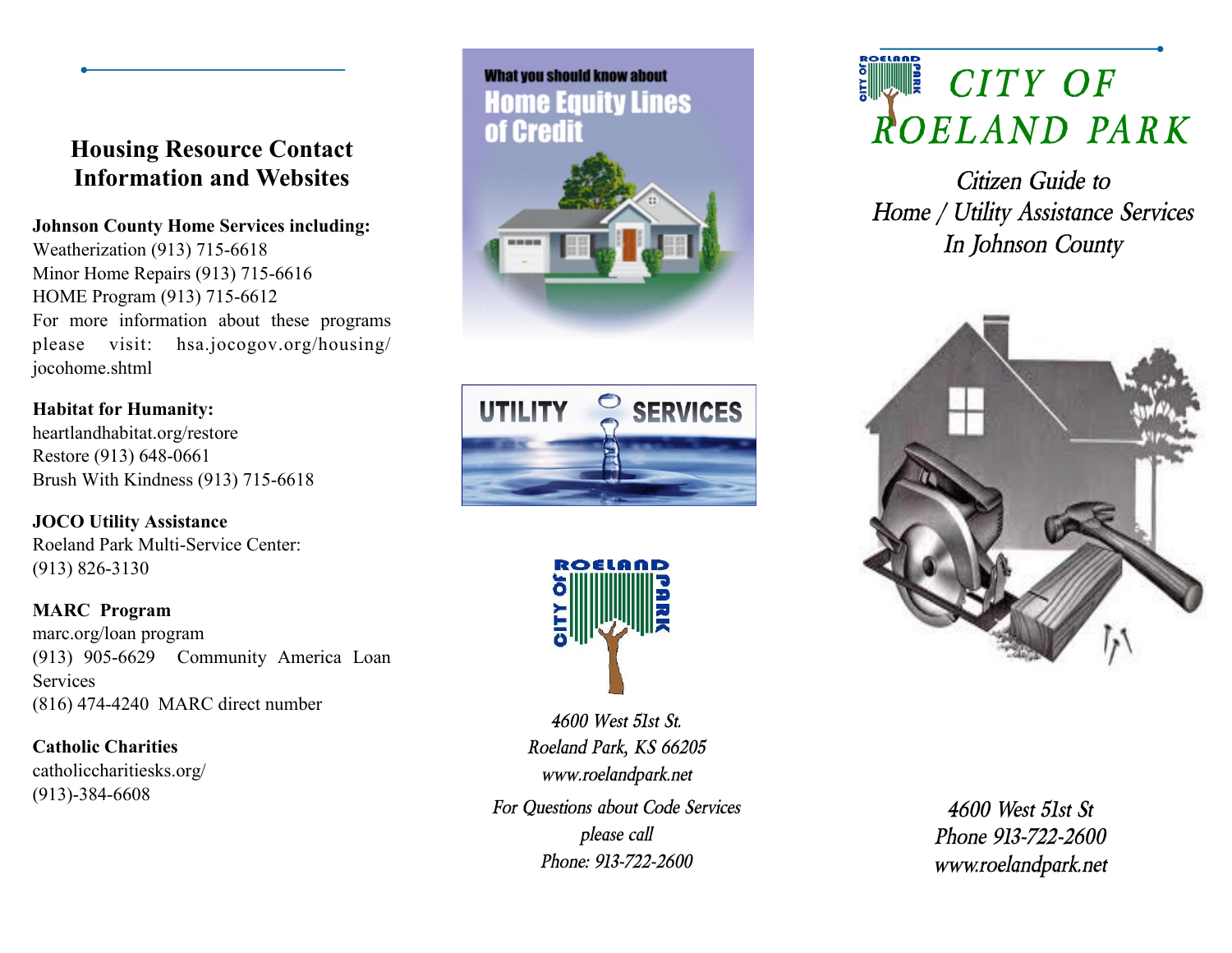## Housing Resource Contact Information and Websites

**Johnson County Home Services including:**
Weatherization (913) 715-6618
Minor Home Repairs (913) 715-6616
HOME Program (913) 715-6612
For more information about these programs please visit: hsa.jocogov.org/housing/jocohome.shtml

**Habitat for Humanity:**
heartlandhabitat.org/restore
Restore (913) 648-0661
Brush With Kindness (913) 715-6618

**JOCO Utility Assistance**
Roeland Park Multi-Service Center:
(913) 826-3130

**MARC Program**
marc.org/loan program
(913) 905-6629 Community America Loan Services
(816) 474-4240 MARC direct number

**Catholic Charities**
catholiccharitiesks.org/
(913)-384-6608

What you should know about
**Home Equity Lines of Credit**

**UTILITY SERVICES**

*4600 West 51st St.*
*Roeland Park, KS 66205*
*www.roelandpark.net*

*For Questions about Code Services please call*
*Phone: 913-722-2600*

# CITY OF ROELAND PARK

*Citizen Guide to*
*Home / Utility Assistance Services*
*In Johnson County*

*4600 West 51st St*
*Phone 913-722-2600*
*www.roelandpark.net*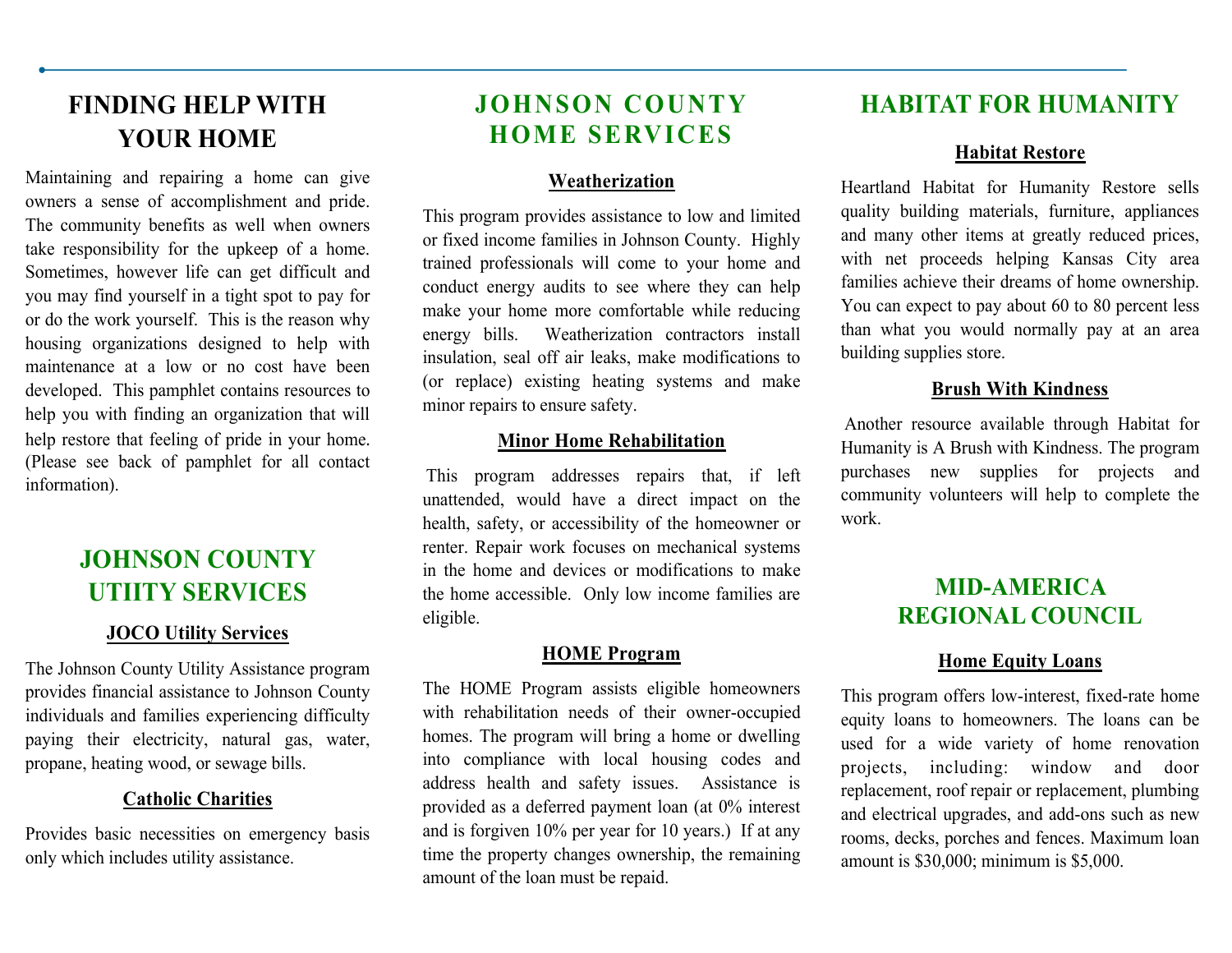# FINDING HELP WITH YOUR HOME

Maintaining and repairing a home can give owners a sense of accomplishment and pride. The community benefits as well when owners take responsibility for the upkeep of a home. Sometimes, however life can get difficult and you may find yourself in a tight spot to pay for or do the work yourself. This is the reason why housing organizations designed to help with maintenance at a low or no cost have been developed. This pamphlet contains resources to help you with finding an organization that will help restore that feeling of pride in your home. (Please see back of pamphlet for all contact information).

## JOHNSON COUNTY UTIITY SERVICES

### JOCO Utility Services

The Johnson County Utility Assistance program provides financial assistance to Johnson County individuals and families experiencing difficulty paying their electricity, natural gas, water, propane, heating wood, or sewage bills.

### Catholic Charities

Provides basic necessities on emergency basis only which includes utility assistance.

## JOHNSON COUNTY HOME SERVICES

### Weatherization

This program provides assistance to low and limited or fixed income families in Johnson County. Highly trained professionals will come to your home and conduct energy audits to see where they can help make your home more comfortable while reducing energy bills. Weatherization contractors install insulation, seal off air leaks, make modifications to (or replace) existing heating systems and make minor repairs to ensure safety.

### Minor Home Rehabilitation

This program addresses repairs that, if left unattended, would have a direct impact on the health, safety, or accessibility of the homeowner or renter. Repair work focuses on mechanical systems in the home and devices or modifications to make the home accessible. Only low income families are eligible.

### HOME Program

The HOME Program assists eligible homeowners with rehabilitation needs of their owner-occupied homes. The program will bring a home or dwelling into compliance with local housing codes and address health and safety issues. Assistance is provided as a deferred payment loan (at 0% interest and is forgiven 10% per year for 10 years.) If at any time the property changes ownership, the remaining amount of the loan must be repaid.

## HABITAT FOR HUMANITY

### Habitat Restore

Heartland Habitat for Humanity Restore sells quality building materials, furniture, appliances and many other items at greatly reduced prices, with net proceeds helping Kansas City area families achieve their dreams of home ownership. You can expect to pay about 60 to 80 percent less than what you would normally pay at an area building supplies store.

### Brush With Kindness

Another resource available through Habitat for Humanity is A Brush with Kindness. The program purchases new supplies for projects and community volunteers will help to complete the work.

## MID-AMERICA REGIONAL COUNCIL

### Home Equity Loans

This program offers low-interest, fixed-rate home equity loans to homeowners. The loans can be used for a wide variety of home renovation projects, including: window and door replacement, roof repair or replacement, plumbing and electrical upgrades, and add-ons such as new rooms, decks, porches and fences. Maximum loan amount is $30,000; minimum is $5,000.